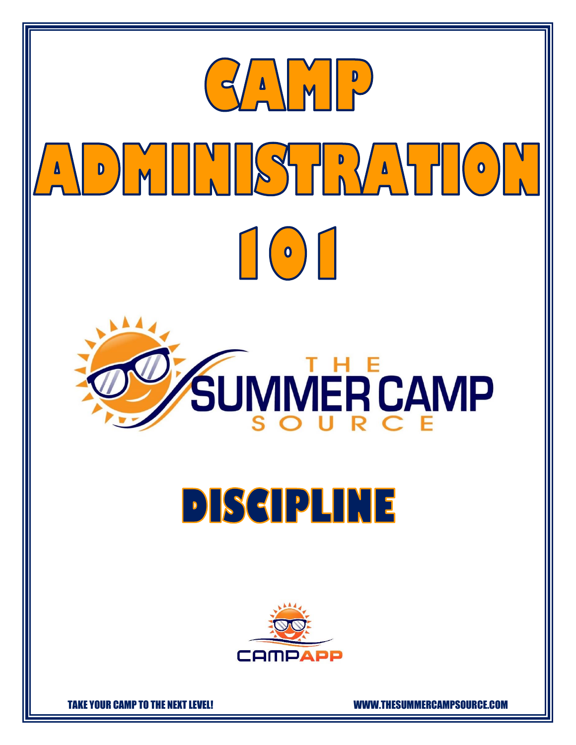# CAMP ADMINISTRATION 101

THE SUMMER CAMP SOURCE

## DISCIPLINE

CAMPAPP

TAKE YOUR CAMP TO THE NEXT LEVEL! WWW.THESUMMERCAMPSOURCE.COM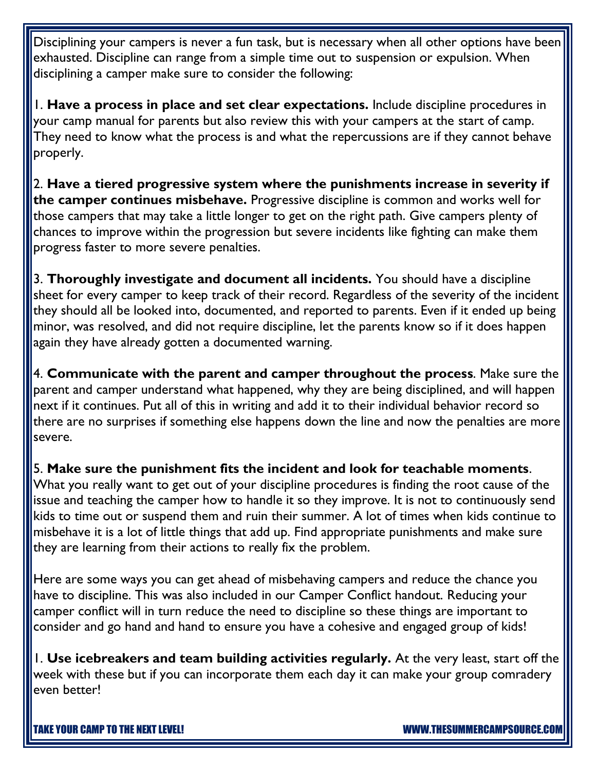Disciplining your campers is never a fun task, but is necessary when all other options have been exhausted. Discipline can range from a simple time out to suspension or expulsion. When disciplining a camper make sure to consider the following:

1. **Have a process in place and set clear expectations.** Include discipline procedures in your camp manual for parents but also review this with your campers at the start of camp. They need to know what the process is and what the repercussions are if they cannot behave properly.

2. **Have a tiered progressive system where the punishments increase in severity if the camper continues misbehave.** Progressive discipline is common and works well for those campers that may take a little longer to get on the right path. Give campers plenty of chances to improve within the progression but severe incidents like fighting can make them progress faster to more severe penalties.

3. **Thoroughly investigate and document all incidents.** You should have a discipline sheet for every camper to keep track of their record. Regardless of the severity of the incident they should all be looked into, documented, and reported to parents. Even if it ended up being minor, was resolved, and did not require discipline, let the parents know so if it does happen again they have already gotten a documented warning.

4. **Communicate with the parent and camper throughout the process**. Make sure the parent and camper understand what happened, why they are being disciplined, and will happen next if it continues. Put all of this in writing and add it to their individual behavior record so there are no surprises if something else happens down the line and now the penalties are more severe.

5. **Make sure the punishment fits the incident and look for teachable moments**. What you really want to get out of your discipline procedures is finding the root cause of the issue and teaching the camper how to handle it so they improve. It is not to continuously send kids to time out or suspend them and ruin their summer. A lot of times when kids continue to misbehave it is a lot of little things that add up. Find appropriate punishments and make sure they are learning from their actions to really fix the problem.

Here are some ways you can get ahead of misbehaving campers and reduce the chance you have to discipline. This was also included in our Camper Conflict handout. Reducing your camper conflict will in turn reduce the need to discipline so these things are important to consider and go hand and hand to ensure you have a cohesive and engaged group of kids!

1. **Use icebreakers and team building activities regularly.** At the very least, start off the week with these but if you can incorporate them each day it can make your group comradery even better!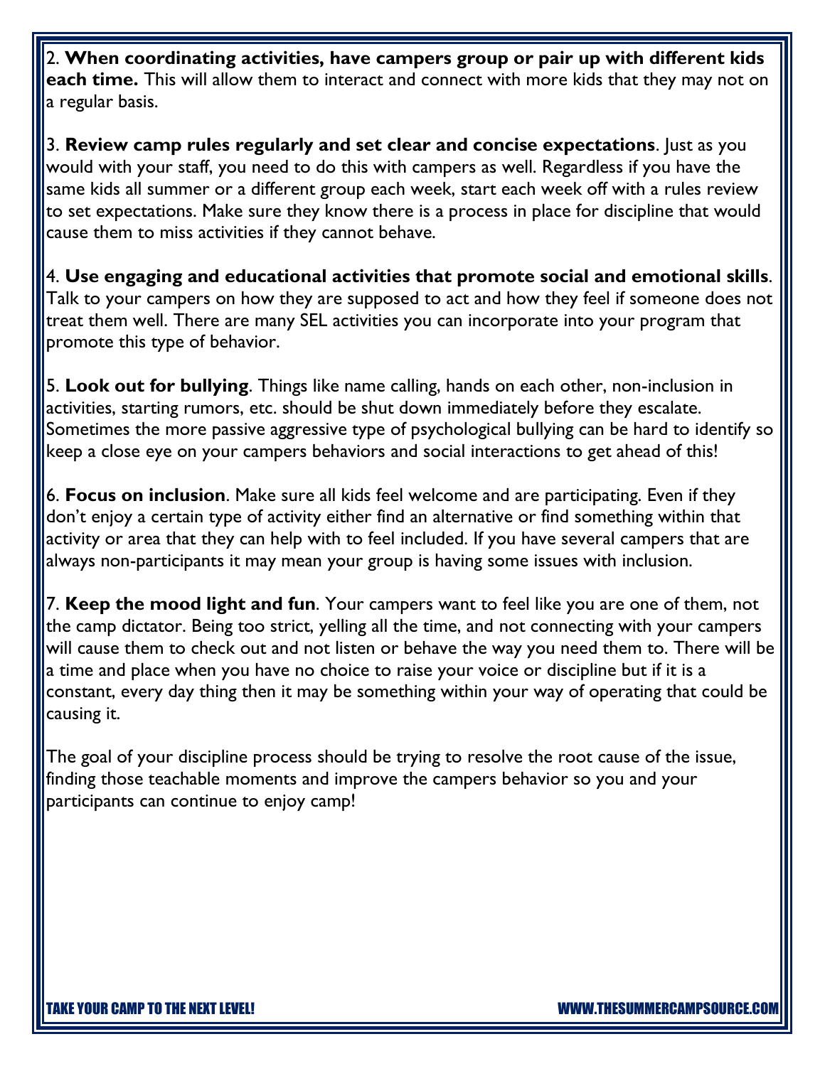2. **When coordinating activities, have campers group or pair up with different kids each time.** This will allow them to interact and connect with more kids that they may not on a regular basis.

3. **Review camp rules regularly and set clear and concise expectations**. Just as you would with your staff, you need to do this with campers as well. Regardless if you have the same kids all summer or a different group each week, start each week off with a rules review to set expectations. Make sure they know there is a process in place for discipline that would cause them to miss activities if they cannot behave.

4. **Use engaging and educational activities that promote social and emotional skills**. Talk to your campers on how they are supposed to act and how they feel if someone does not treat them well. There are many SEL activities you can incorporate into your program that promote this type of behavior.

5. **Look out for bullying**. Things like name calling, hands on each other, non-inclusion in activities, starting rumors, etc. should be shut down immediately before they escalate. Sometimes the more passive aggressive type of psychological bullying can be hard to identify so keep a close eye on your campers behaviors and social interactions to get ahead of this!

6. **Focus on inclusion**. Make sure all kids feel welcome and are participating. Even if they don't enjoy a certain type of activity either find an alternative or find something within that activity or area that they can help with to feel included. If you have several campers that are always non-participants it may mean your group is having some issues with inclusion.

7. **Keep the mood light and fun**. Your campers want to feel like you are one of them, not the camp dictator. Being too strict, yelling all the time, and not connecting with your campers will cause them to check out and not listen or behave the way you need them to. There will be a time and place when you have no choice to raise your voice or discipline but if it is a constant, every day thing then it may be something within your way of operating that could be causing it.

The goal of your discipline process should be trying to resolve the root cause of the issue, finding those teachable moments and improve the campers behavior so you and your participants can continue to enjoy camp!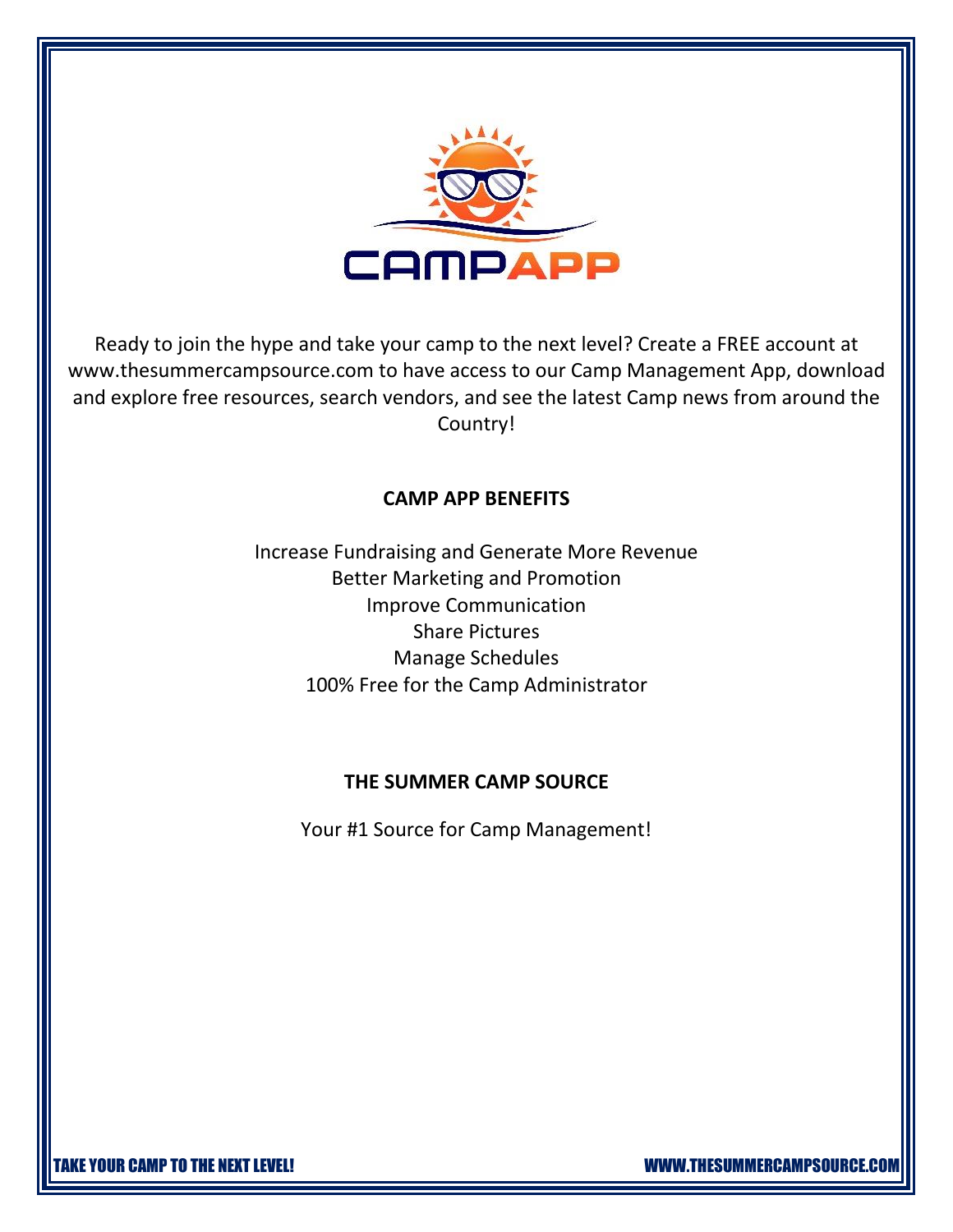CAMPAPP

Ready to join the hype and take your camp to the next level? Create a FREE account at www.thesummercampsource.com to have access to our Camp Management App, download and explore free resources, search vendors, and see the latest Camp news from around the Country!

## CAMP APP BENEFITS

Increase Fundraising and Generate More Revenue
Better Marketing and Promotion
Improve Communication
Share Pictures
Manage Schedules
100% Free for the Camp Administrator

## THE SUMMER CAMP SOURCE

Your #1 Source for Camp Management!

TAKE YOUR CAMP TO THE NEXT LEVEL!

WWW.THESUMMERCAMPSOURCE.COM